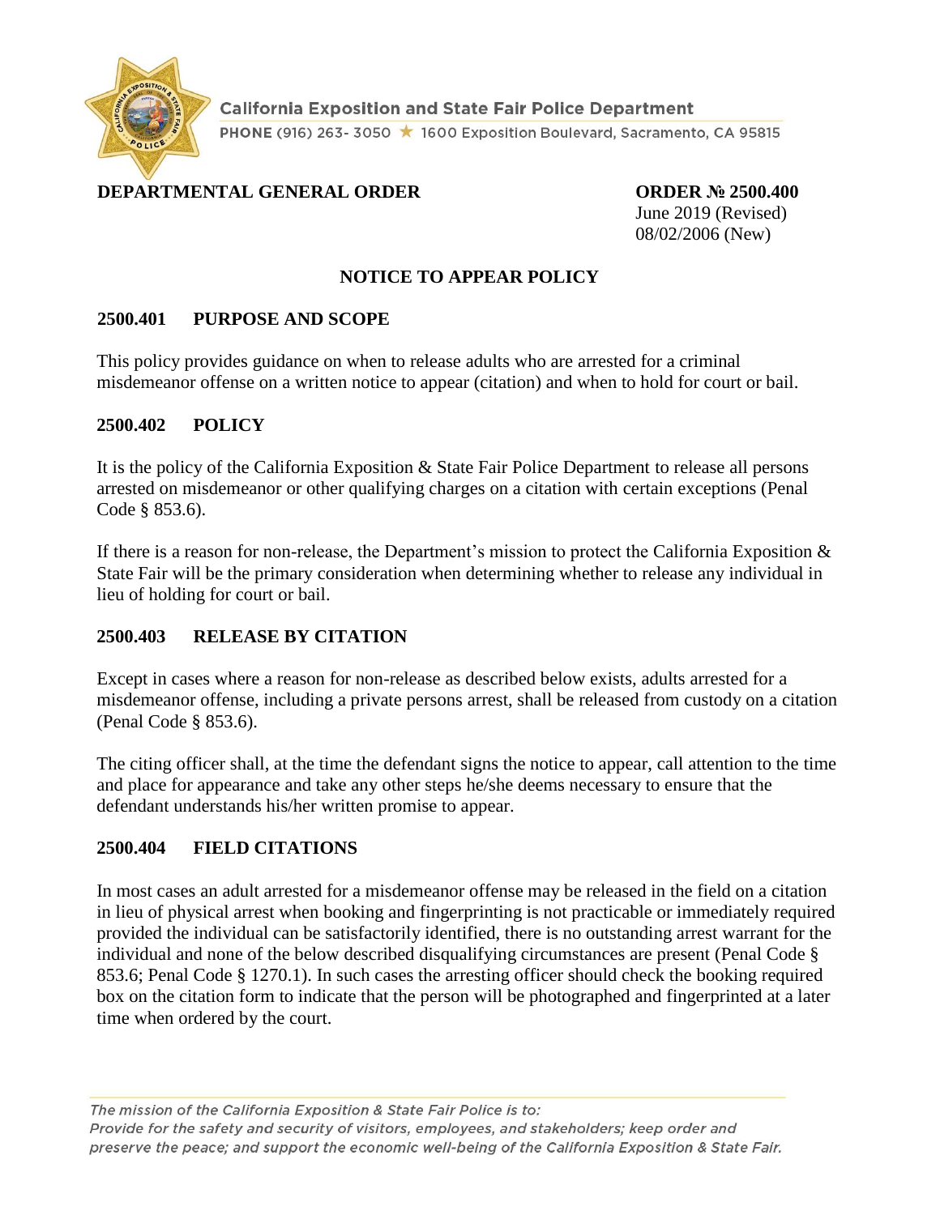California Exposition and State Fair Police Department

PHONE (916) 263- 3050 ★ 1600 Exposition Boulevard, Sacramento, CA 95815

**DEPARTMENTAL GENERAL ORDER**

**ORDER № 2500.400**
June 2019 (Revised)
08/02/2006 (New)

# NOTICE TO APPEAR POLICY

## 2500.401 PURPOSE AND SCOPE

This policy provides guidance on when to release adults who are arrested for a criminal misdemeanor offense on a written notice to appear (citation) and when to hold for court or bail.

## 2500.402 POLICY

It is the policy of the California Exposition & State Fair Police Department to release all persons arrested on misdemeanor or other qualifying charges on a citation with certain exceptions (Penal Code § 853.6).

If there is a reason for non-release, the Department's mission to protect the California Exposition & State Fair will be the primary consideration when determining whether to release any individual in lieu of holding for court or bail.

## 2500.403 RELEASE BY CITATION

Except in cases where a reason for non-release as described below exists, adults arrested for a misdemeanor offense, including a private persons arrest, shall be released from custody on a citation (Penal Code § 853.6).

The citing officer shall, at the time the defendant signs the notice to appear, call attention to the time and place for appearance and take any other steps he/she deems necessary to ensure that the defendant understands his/her written promise to appear.

## 2500.404 FIELD CITATIONS

In most cases an adult arrested for a misdemeanor offense may be released in the field on a citation in lieu of physical arrest when booking and fingerprinting is not practicable or immediately required provided the individual can be satisfactorily identified, there is no outstanding arrest warrant for the individual and none of the below described disqualifying circumstances are present (Penal Code § 853.6; Penal Code § 1270.1). In such cases the arresting officer should check the booking required box on the citation form to indicate that the person will be photographed and fingerprinted at a later time when ordered by the court.

*The mission of the California Exposition & State Fair Police is to:*
*Provide for the safety and security of visitors, employees, and stakeholders; keep order and preserve the peace; and support the economic well-being of the California Exposition & State Fair.*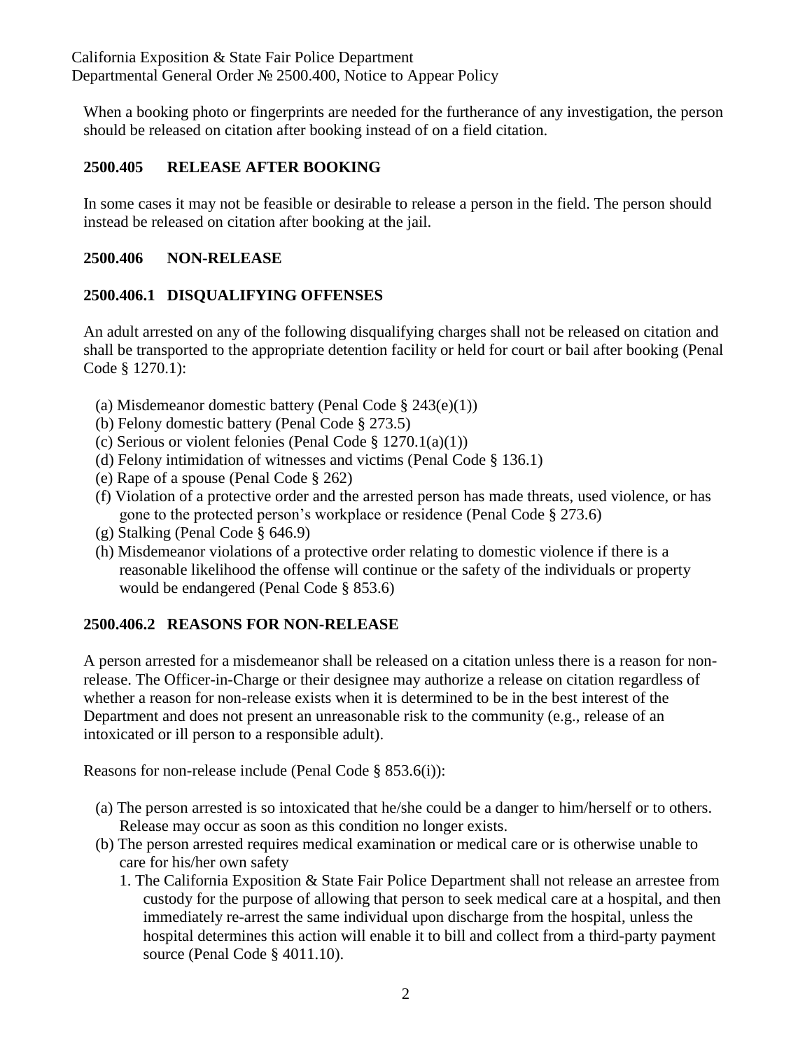When a booking photo or fingerprints are needed for the furtherance of any investigation, the person should be released on citation after booking instead of on a field citation.

## 2500.405 RELEASE AFTER BOOKING

In some cases it may not be feasible or desirable to release a person in the field. The person should instead be released on citation after booking at the jail.

## 2500.406 NON-RELEASE

### 2500.406.1 DISQUALIFYING OFFENSES

An adult arrested on any of the following disqualifying charges shall not be released on citation and shall be transported to the appropriate detention facility or held for court or bail after booking (Penal Code § 1270.1):

(a) Misdemeanor domestic battery (Penal Code § 243(e)(1))
(b) Felony domestic battery (Penal Code § 273.5)
(c) Serious or violent felonies (Penal Code § 1270.1(a)(1))
(d) Felony intimidation of witnesses and victims (Penal Code § 136.1)
(e) Rape of a spouse (Penal Code § 262)
(f) Violation of a protective order and the arrested person has made threats, used violence, or has gone to the protected person's workplace or residence (Penal Code § 273.6)
(g) Stalking (Penal Code § 646.9)
(h) Misdemeanor violations of a protective order relating to domestic violence if there is a reasonable likelihood the offense will continue or the safety of the individuals or property would be endangered (Penal Code § 853.6)

### 2500.406.2 REASONS FOR NON-RELEASE

A person arrested for a misdemeanor shall be released on a citation unless there is a reason for non-release. The Officer-in-Charge or their designee may authorize a release on citation regardless of whether a reason for non-release exists when it is determined to be in the best interest of the Department and does not present an unreasonable risk to the community (e.g., release of an intoxicated or ill person to a responsible adult).

Reasons for non-release include (Penal Code § 853.6(i)):

(a) The person arrested is so intoxicated that he/she could be a danger to him/herself or to others. Release may occur as soon as this condition no longer exists.
(b) The person arrested requires medical examination or medical care or is otherwise unable to care for his/her own safety
   1. The California Exposition & State Fair Police Department shall not release an arrestee from custody for the purpose of allowing that person to seek medical care at a hospital, and then immediately re-arrest the same individual upon discharge from the hospital, unless the hospital determines this action will enable it to bill and collect from a third-party payment source (Penal Code § 4011.10).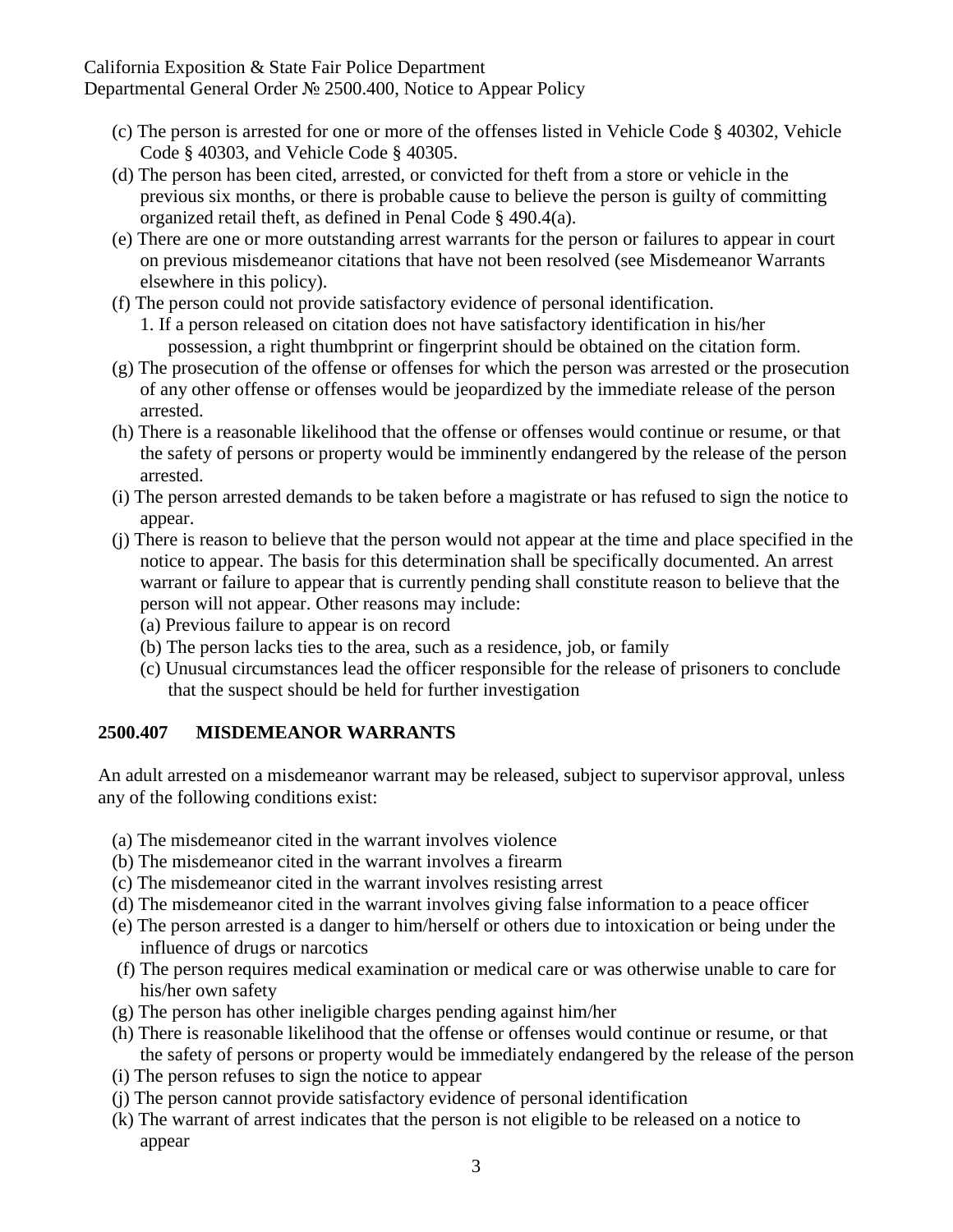(c) The person is arrested for one or more of the offenses listed in Vehicle Code § 40302, Vehicle Code § 40303, and Vehicle Code § 40305.

(d) The person has been cited, arrested, or convicted for theft from a store or vehicle in the previous six months, or there is probable cause to believe the person is guilty of committing organized retail theft, as defined in Penal Code § 490.4(a).

(e) There are one or more outstanding arrest warrants for the person or failures to appear in court on previous misdemeanor citations that have not been resolved (see Misdemeanor Warrants elsewhere in this policy).

(f) The person could not provide satisfactory evidence of personal identification.

1. If a person released on citation does not have satisfactory identification in his/her possession, a right thumbprint or fingerprint should be obtained on the citation form.

(g) The prosecution of the offense or offenses for which the person was arrested or the prosecution of any other offense or offenses would be jeopardized by the immediate release of the person arrested.

(h) There is a reasonable likelihood that the offense or offenses would continue or resume, or that the safety of persons or property would be imminently endangered by the release of the person arrested.

(i) The person arrested demands to be taken before a magistrate or has refused to sign the notice to appear.

(j) There is reason to believe that the person would not appear at the time and place specified in the notice to appear. The basis for this determination shall be specifically documented. An arrest warrant or failure to appear that is currently pending shall constitute reason to believe that the person will not appear. Other reasons may include:

(a) Previous failure to appear is on record

(b) The person lacks ties to the area, such as a residence, job, or family

(c) Unusual circumstances lead the officer responsible for the release of prisoners to conclude that the suspect should be held for further investigation

## 2500.407 MISDEMEANOR WARRANTS

An adult arrested on a misdemeanor warrant may be released, subject to supervisor approval, unless any of the following conditions exist:

(a) The misdemeanor cited in the warrant involves violence

(b) The misdemeanor cited in the warrant involves a firearm

(c) The misdemeanor cited in the warrant involves resisting arrest

(d) The misdemeanor cited in the warrant involves giving false information to a peace officer

(e) The person arrested is a danger to him/herself or others due to intoxication or being under the influence of drugs or narcotics

(f) The person requires medical examination or medical care or was otherwise unable to care for his/her own safety

(g) The person has other ineligible charges pending against him/her

(h) There is reasonable likelihood that the offense or offenses would continue or resume, or that the safety of persons or property would be immediately endangered by the release of the person

(i) The person refuses to sign the notice to appear

(j) The person cannot provide satisfactory evidence of personal identification

(k) The warrant of arrest indicates that the person is not eligible to be released on a notice to appear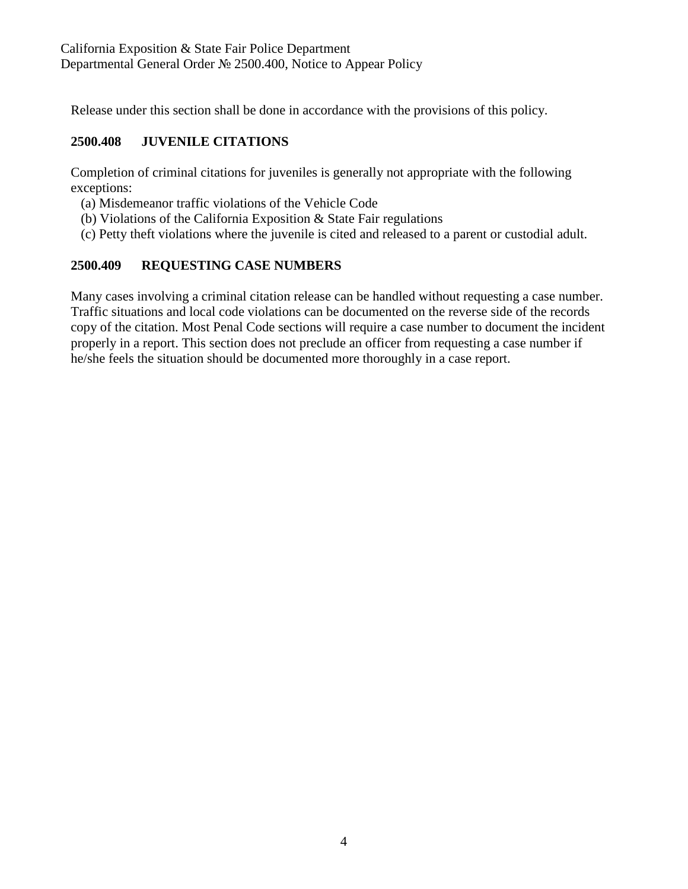Release under this section shall be done in accordance with the provisions of this policy.

### 2500.408 JUVENILE CITATIONS

Completion of criminal citations for juveniles is generally not appropriate with the following exceptions:

(a) Misdemeanor traffic violations of the Vehicle Code
(b) Violations of the California Exposition & State Fair regulations
(c) Petty theft violations where the juvenile is cited and released to a parent or custodial adult.

### 2500.409 REQUESTING CASE NUMBERS

Many cases involving a criminal citation release can be handled without requesting a case number. Traffic situations and local code violations can be documented on the reverse side of the records copy of the citation. Most Penal Code sections will require a case number to document the incident properly in a report. This section does not preclude an officer from requesting a case number if he/she feels the situation should be documented more thoroughly in a case report.